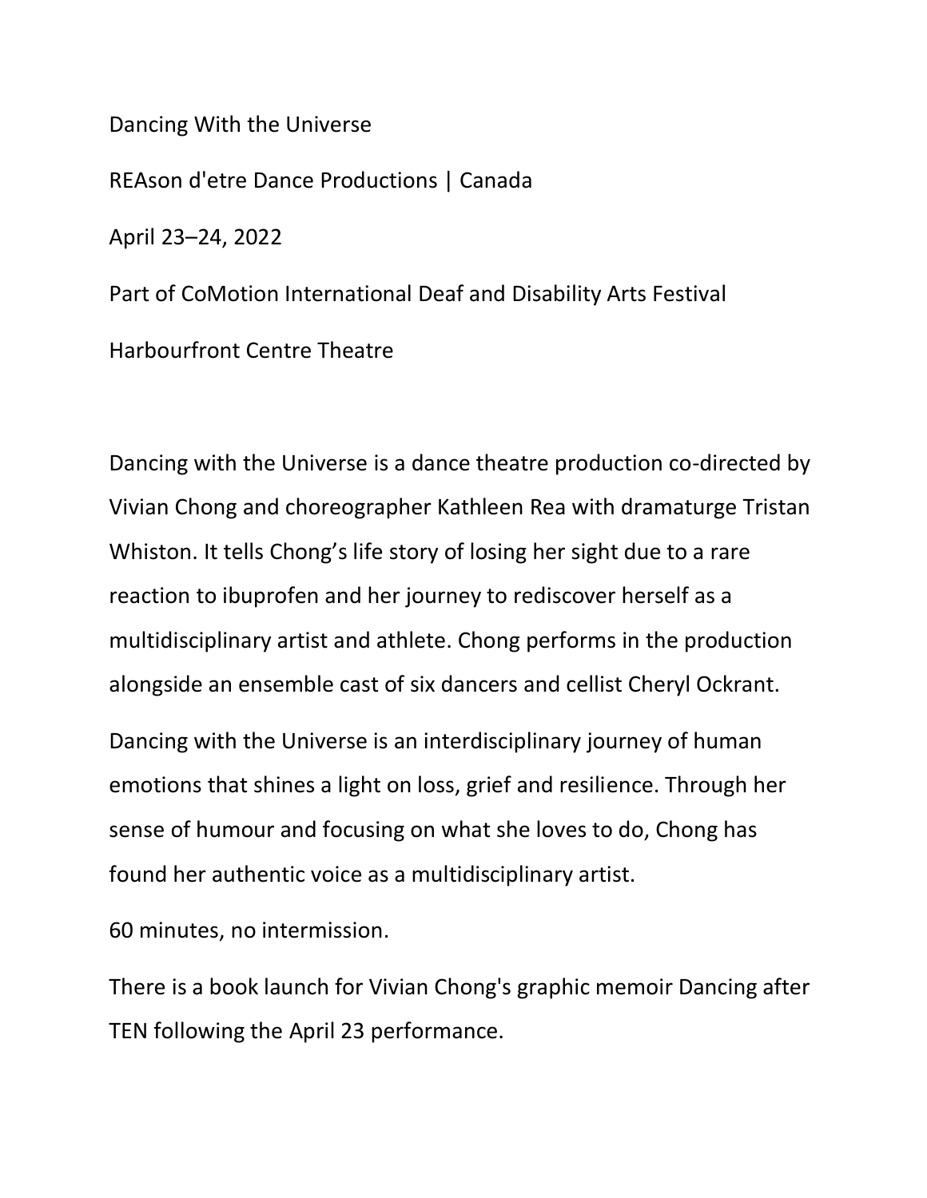Dancing With the Universe

REAson d'etre Dance Productions | Canada

April 23–24, 2022

Part of CoMotion International Deaf and Disability Arts Festival

Harbourfront Centre Theatre

Dancing with the Universe is a dance theatre production co-directed by Vivian Chong and choreographer Kathleen Rea with dramaturge Tristan Whiston. It tells Chong's life story of losing her sight due to a rare reaction to ibuprofen and her journey to rediscover herself as a multidisciplinary artist and athlete. Chong performs in the production alongside an ensemble cast of six dancers and cellist Cheryl Ockrant.

Dancing with the Universe is an interdisciplinary journey of human emotions that shines a light on loss, grief and resilience. Through her sense of humour and focusing on what she loves to do, Chong has found her authentic voice as a multidisciplinary artist.

60 minutes, no intermission.

There is a book launch for Vivian Chong's graphic memoir Dancing after TEN following the April 23 performance.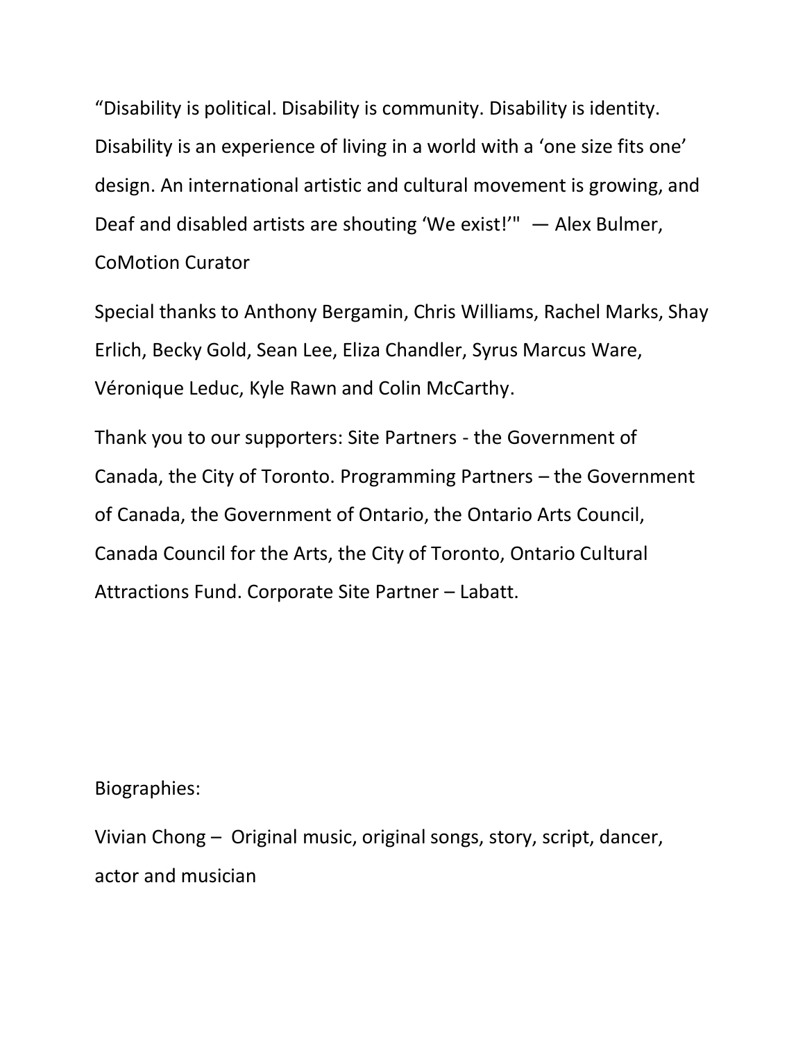"Disability is political. Disability is community. Disability is identity. Disability is an experience of living in a world with a 'one size fits one' design. An international artistic and cultural movement is growing, and Deaf and disabled artists are shouting 'We exist!'" — Alex Bulmer, CoMotion Curator

Special thanks to Anthony Bergamin, Chris Williams, Rachel Marks, Shay Erlich, Becky Gold, Sean Lee, Eliza Chandler, Syrus Marcus Ware, Véronique Leduc, Kyle Rawn and Colin McCarthy.

Thank you to our supporters: Site Partners - the Government of Canada, the City of Toronto. Programming Partners – the Government of Canada, the Government of Ontario, the Ontario Arts Council, Canada Council for the Arts, the City of Toronto, Ontario Cultural Attractions Fund. Corporate Site Partner – Labatt.

Biographies:

Vivian Chong – Original music, original songs, story, script, dancer, actor and musician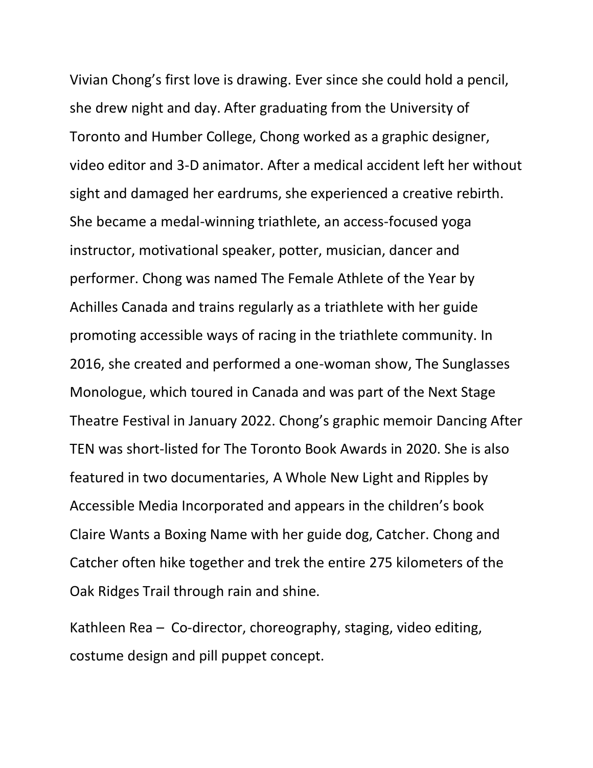Vivian Chong's first love is drawing. Ever since she could hold a pencil, she drew night and day. After graduating from the University of Toronto and Humber College, Chong worked as a graphic designer, video editor and 3-D animator. After a medical accident left her without sight and damaged her eardrums, she experienced a creative rebirth. She became a medal-winning triathlete, an access-focused yoga instructor, motivational speaker, potter, musician, dancer and performer. Chong was named The Female Athlete of the Year by Achilles Canada and trains regularly as a triathlete with her guide promoting accessible ways of racing in the triathlete community. In 2016, she created and performed a one-woman show, The Sunglasses Monologue, which toured in Canada and was part of the Next Stage Theatre Festival in January 2022. Chong's graphic memoir Dancing After TEN was short-listed for The Toronto Book Awards in 2020. She is also featured in two documentaries, A Whole New Light and Ripples by Accessible Media Incorporated and appears in the children's book Claire Wants a Boxing Name with her guide dog, Catcher. Chong and Catcher often hike together and trek the entire 275 kilometers of the Oak Ridges Trail through rain and shine.

Kathleen Rea – Co-director, choreography, staging, video editing, costume design and pill puppet concept.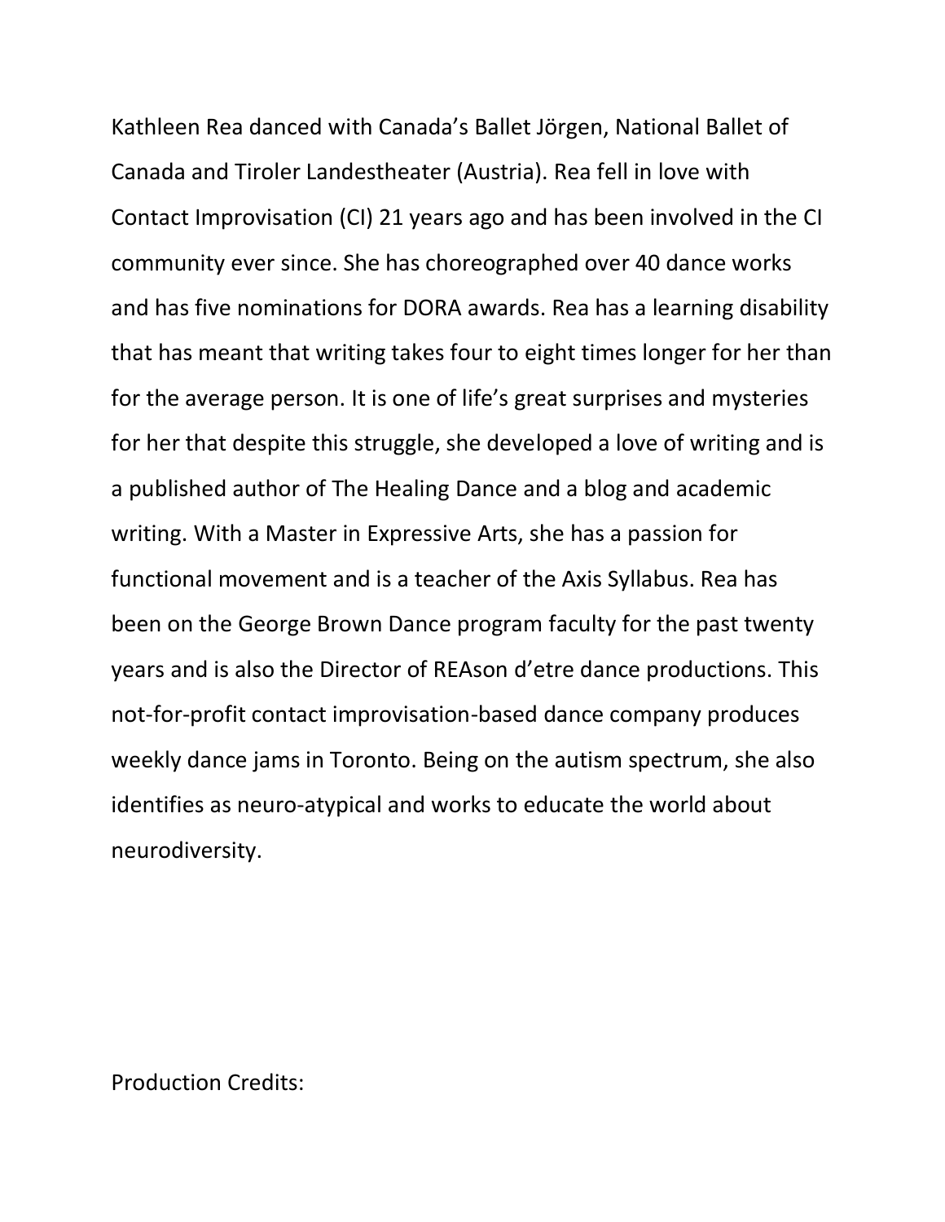Kathleen Rea danced with Canada's Ballet Jörgen, National Ballet of Canada and Tiroler Landestheater (Austria). Rea fell in love with Contact Improvisation (CI) 21 years ago and has been involved in the CI community ever since. She has choreographed over 40 dance works and has five nominations for DORA awards. Rea has a learning disability that has meant that writing takes four to eight times longer for her than for the average person. It is one of life's great surprises and mysteries for her that despite this struggle, she developed a love of writing and is a published author of The Healing Dance and a blog and academic writing. With a Master in Expressive Arts, she has a passion for functional movement and is a teacher of the Axis Syllabus. Rea has been on the George Brown Dance program faculty for the past twenty years and is also the Director of REAson d'etre dance productions. This not-for-profit contact improvisation-based dance company produces weekly dance jams in Toronto. Being on the autism spectrum, she also identifies as neuro-atypical and works to educate the world about neurodiversity.

Production Credits: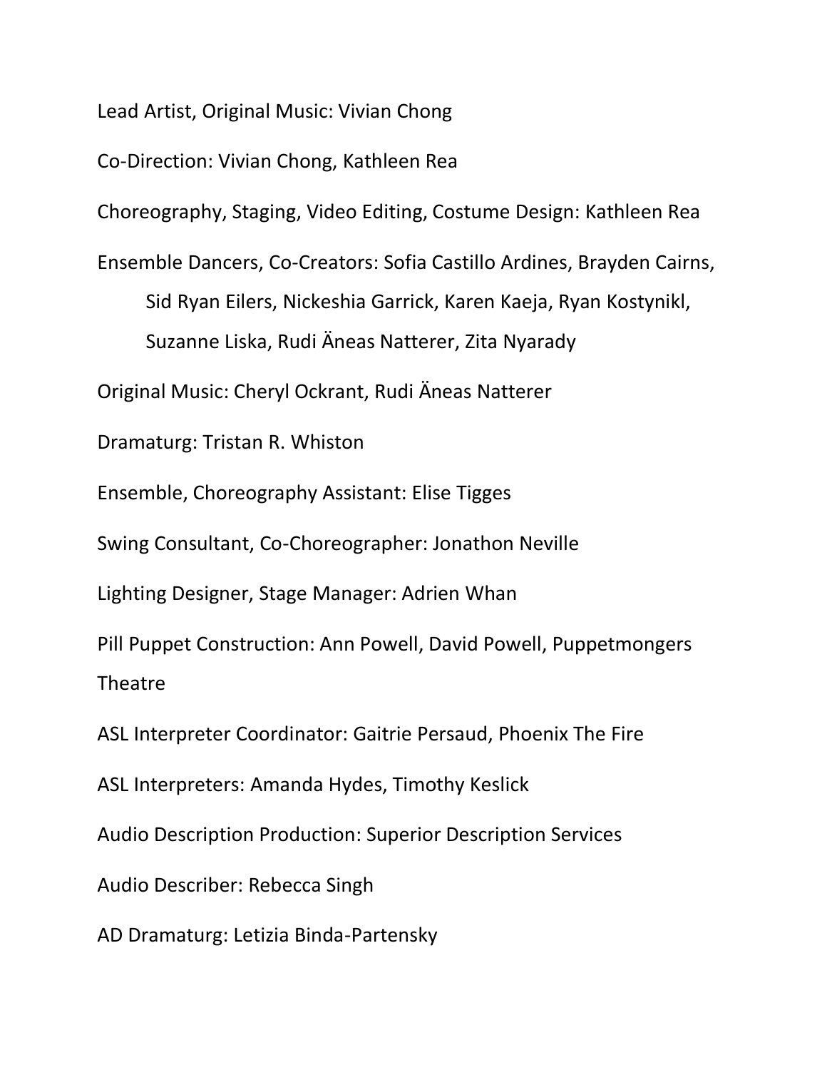Lead Artist, Original Music: Vivian Chong

Co-Direction: Vivian Chong, Kathleen Rea

Choreography, Staging, Video Editing, Costume Design: Kathleen Rea

Ensemble Dancers, Co-Creators: Sofia Castillo Ardines, Brayden Cairns, Sid Ryan Eilers, Nickeshia Garrick, Karen Kaeja, Ryan Kostynikl, Suzanne Liska, Rudi Äneas Natterer, Zita Nyarady

Original Music: Cheryl Ockrant, Rudi Äneas Natterer

Dramaturg: Tristan R. Whiston

Ensemble, Choreography Assistant: Elise Tigges

Swing Consultant, Co-Choreographer: Jonathon Neville

Lighting Designer, Stage Manager: Adrien Whan

Pill Puppet Construction: Ann Powell, David Powell, Puppetmongers Theatre

ASL Interpreter Coordinator: Gaitrie Persaud, Phoenix The Fire

ASL Interpreters: Amanda Hydes, Timothy Keslick

Audio Description Production: Superior Description Services

Audio Describer: Rebecca Singh

AD Dramaturg: Letizia Binda-Partensky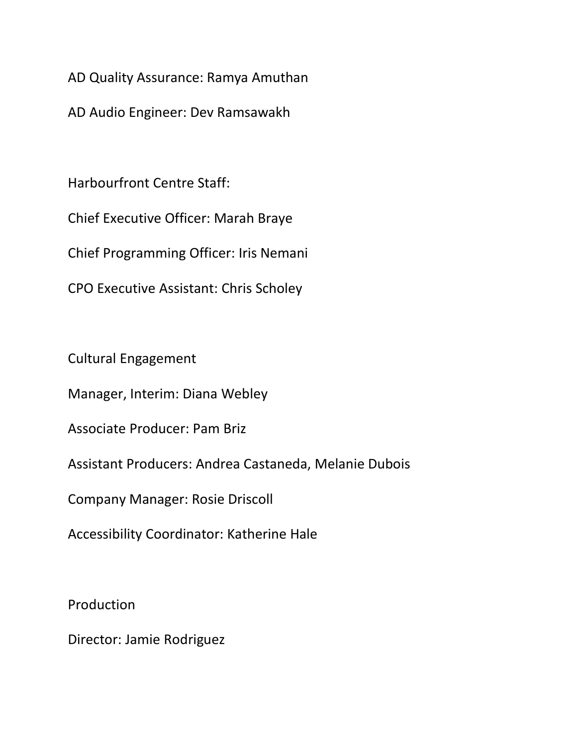AD Quality Assurance: Ramya Amuthan

AD Audio Engineer: Dev Ramsawakh

Harbourfront Centre Staff:

Chief Executive Officer: Marah Braye

Chief Programming Officer: Iris Nemani

CPO Executive Assistant: Chris Scholey

Cultural Engagement

Manager, Interim: Diana Webley

Associate Producer: Pam Briz

Assistant Producers: Andrea Castaneda, Melanie Dubois

Company Manager: Rosie Driscoll

Accessibility Coordinator: Katherine Hale

Production

Director: Jamie Rodriguez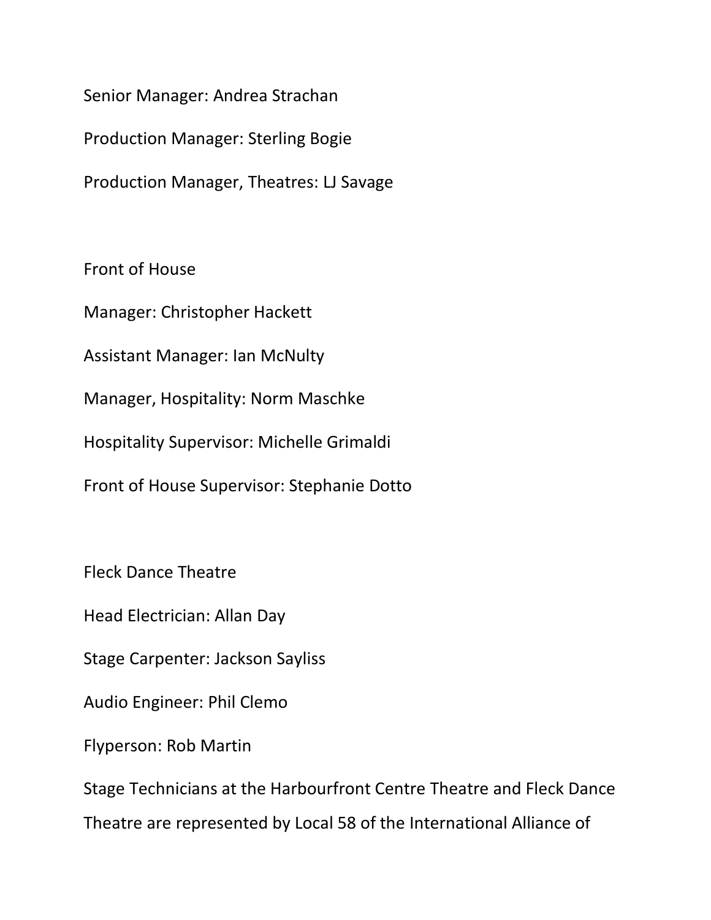Senior Manager: Andrea Strachan

Production Manager: Sterling Bogie

Production Manager, Theatres: LJ Savage

Front of House

Manager: Christopher Hackett

Assistant Manager: Ian McNulty

Manager, Hospitality: Norm Maschke

Hospitality Supervisor: Michelle Grimaldi

Front of House Supervisor: Stephanie Dotto

Fleck Dance Theatre

Head Electrician: Allan Day

Stage Carpenter: Jackson Sayliss

Audio Engineer: Phil Clemo

Flyperson: Rob Martin

Stage Technicians at the Harbourfront Centre Theatre and Fleck Dance Theatre are represented by Local 58 of the International Alliance of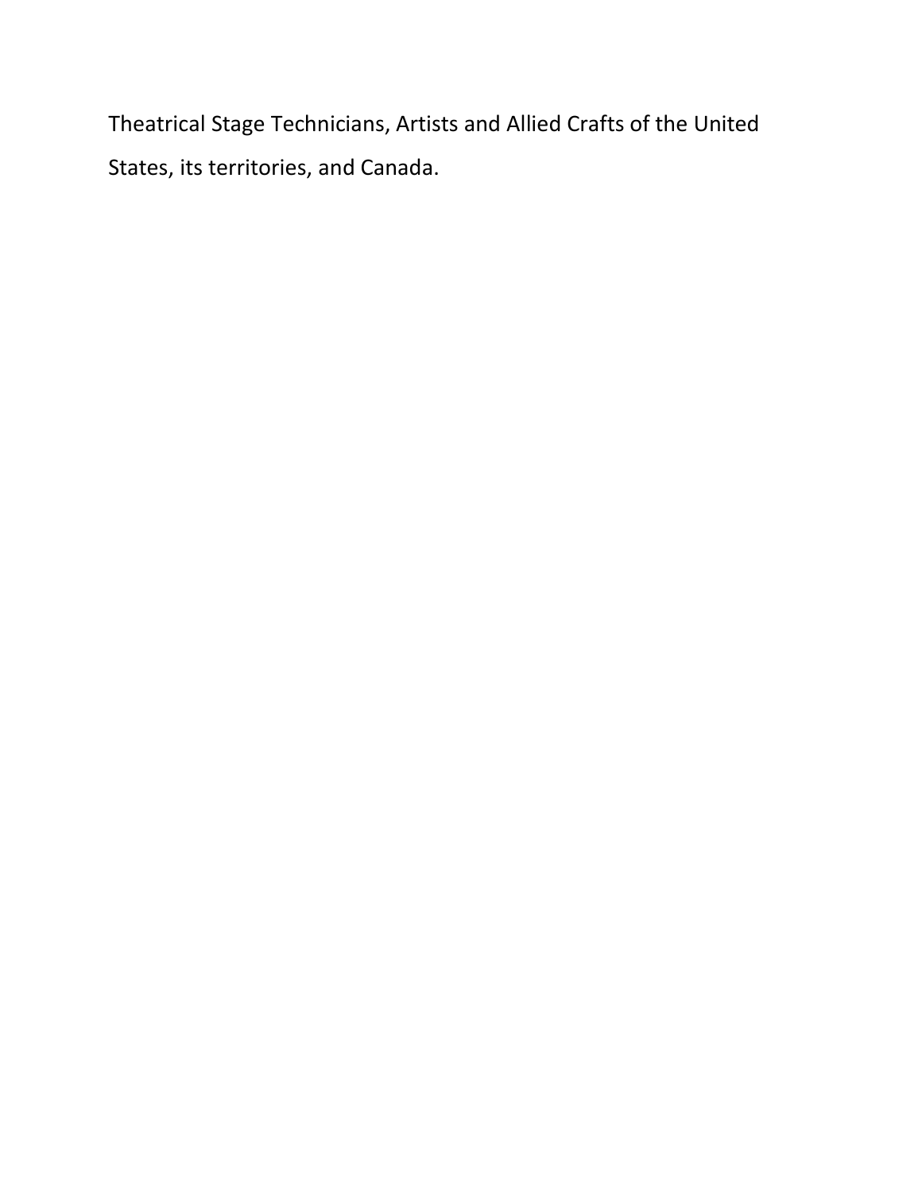Theatrical Stage Technicians, Artists and Allied Crafts of the United States, its territories, and Canada.